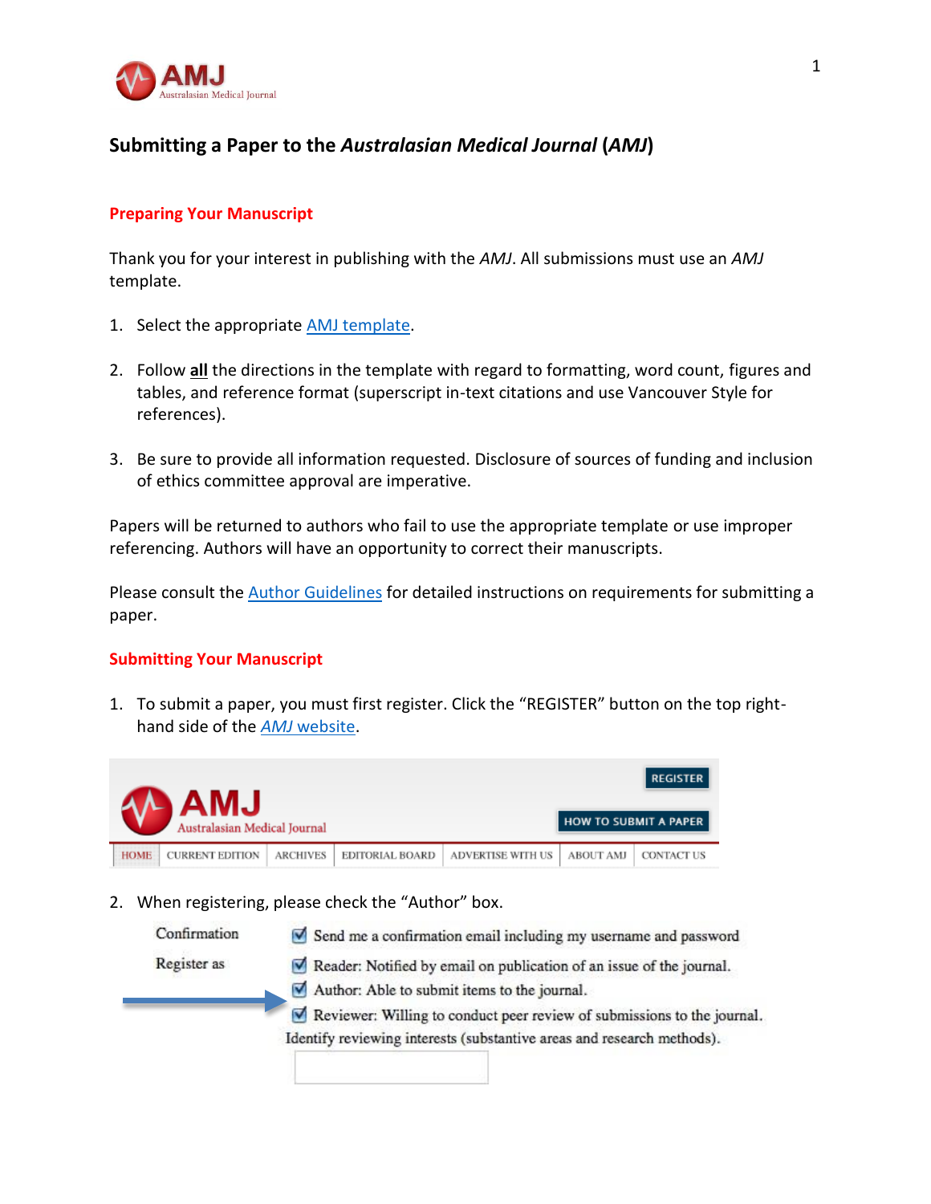# Submitting a Paper to the *Australasian Medical Journal* (*AMJ*)

## Preparing Your Manuscript

Thank you for your interest in publishing with the *AMJ*. All submissions must use an *AMJ* template.

1. Select the appropriate AMJ template.

2. Follow **all** the directions in the template with regard to formatting, word count, figures and tables, and reference format (superscript in-text citations and use Vancouver Style for references).

3. Be sure to provide all information requested. Disclosure of sources of funding and inclusion of ethics committee approval are imperative.

Papers will be returned to authors who fail to use the appropriate template or use improper referencing. Authors will have an opportunity to correct their manuscripts.

Please consult the Author Guidelines for detailed instructions on requirements for submitting a paper.

## Submitting Your Manuscript

1. To submit a paper, you must first register. Click the "REGISTER" button on the top right-hand side of the *AMJ* website.

2. When registering, please check the "Author" box.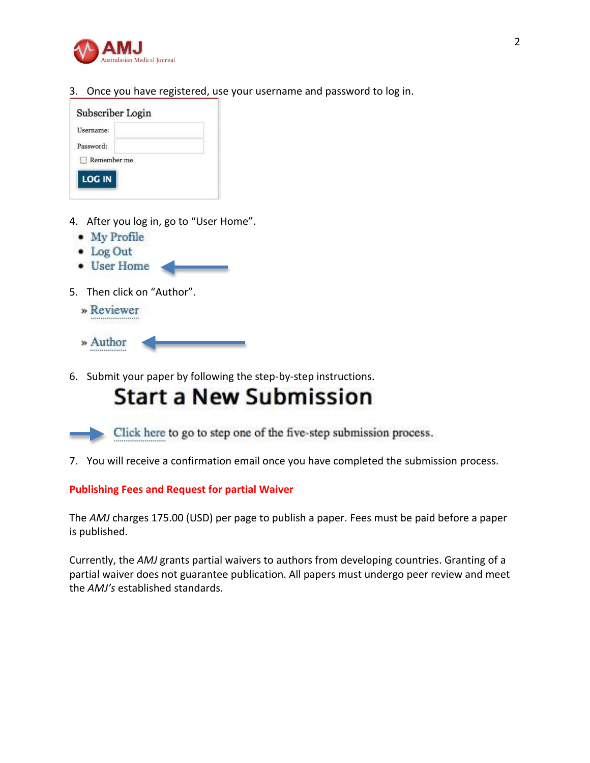3. Once you have registered, use your username and password to log in.

Subscriber Login

Username:

Password:

Remember me

LOG IN

4. After you log in, go to "User Home".

- My Profile
- Log Out
- User Home

5. Then click on "Author".

» Reviewer

» Author

6. Submit your paper by following the step-by-step instructions.

**Start a New Submission**

Click here to go to step one of the five-step submission process.

7. You will receive a confirmation email once you have completed the submission process.

**Publishing Fees and Request for partial Waiver**

The *AMJ* charges 175.00 (USD) per page to publish a paper. Fees must be paid before a paper is published.

Currently, the *AMJ* grants partial waivers to authors from developing countries. Granting of a partial waiver does not guarantee publication. All papers must undergo peer review and meet the *AMJ's* established standards.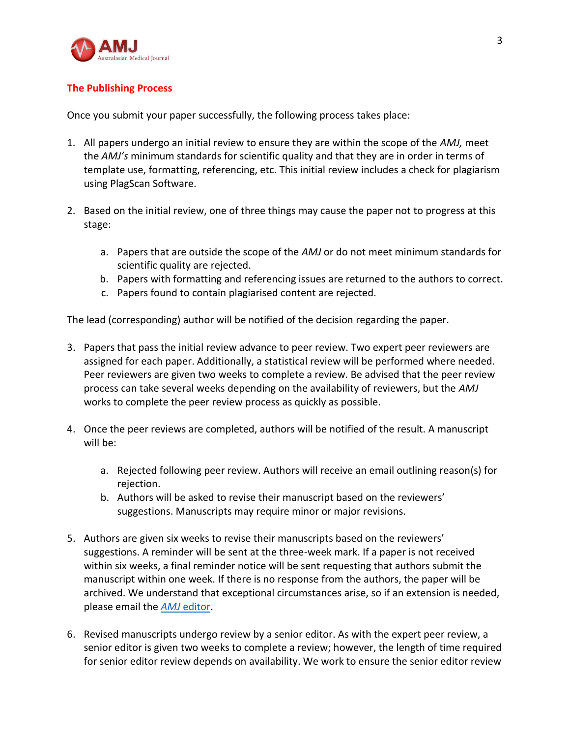## The Publishing Process

Once you submit your paper successfully, the following process takes place:

1. All papers undergo an initial review to ensure they are within the scope of the *AMJ,* meet the *AMJ's* minimum standards for scientific quality and that they are in order in terms of template use, formatting, referencing, etc. This initial review includes a check for plagiarism using PlagScan Software.

2. Based on the initial review, one of three things may cause the paper not to progress at this stage:

    a. Papers that are outside the scope of the *AMJ* or do not meet minimum standards for scientific quality are rejected.
    b. Papers with formatting and referencing issues are returned to the authors to correct.
    c. Papers found to contain plagiarised content are rejected.

The lead (corresponding) author will be notified of the decision regarding the paper.

3. Papers that pass the initial review advance to peer review. Two expert peer reviewers are assigned for each paper. Additionally, a statistical review will be performed where needed. Peer reviewers are given two weeks to complete a review. Be advised that the peer review process can take several weeks depending on the availability of reviewers, but the *AMJ* works to complete the peer review process as quickly as possible.

4. Once the peer reviews are completed, authors will be notified of the result. A manuscript will be:

    a. Rejected following peer review. Authors will receive an email outlining reason(s) for rejection.
    b. Authors will be asked to revise their manuscript based on the reviewers' suggestions. Manuscripts may require minor or major revisions.

5. Authors are given six weeks to revise their manuscripts based on the reviewers' suggestions. A reminder will be sent at the three-week mark. If a paper is not received within six weeks, a final reminder notice will be sent requesting that authors submit the manuscript within one week. If there is no response from the authors, the paper will be archived. We understand that exceptional circumstances arise, so if an extension is needed, please email the [*AMJ* editor].

6. Revised manuscripts undergo review by a senior editor. As with the expert peer review, a senior editor is given two weeks to complete a review; however, the length of time required for senior editor review depends on availability. We work to ensure the senior editor review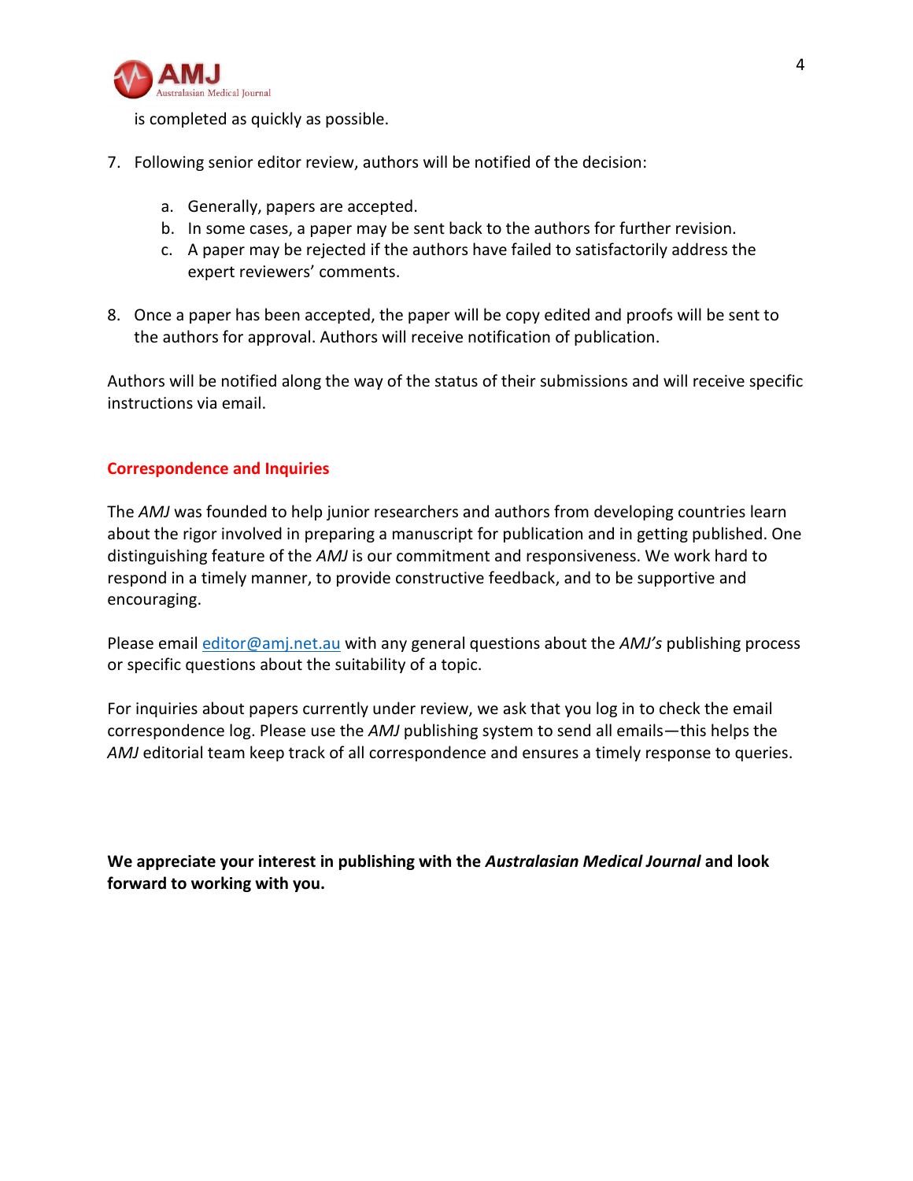is completed as quickly as possible.

7. Following senior editor review, authors will be notified of the decision:

    a. Generally, papers are accepted.
    b. In some cases, a paper may be sent back to the authors for further revision.
    c. A paper may be rejected if the authors have failed to satisfactorily address the expert reviewers' comments.

8. Once a paper has been accepted, the paper will be copy edited and proofs will be sent to the authors for approval. Authors will receive notification of publication.

Authors will be notified along the way of the status of their submissions and will receive specific instructions via email.

## Correspondence and Inquiries

The *AMJ* was founded to help junior researchers and authors from developing countries learn about the rigor involved in preparing a manuscript for publication and in getting published. One distinguishing feature of the *AMJ* is our commitment and responsiveness. We work hard to respond in a timely manner, to provide constructive feedback, and to be supportive and encouraging.

Please email editor@amj.net.au with any general questions about the *AMJ's* publishing process or specific questions about the suitability of a topic.

For inquiries about papers currently under review, we ask that you log in to check the email correspondence log. Please use the *AMJ* publishing system to send all emails—this helps the *AMJ* editorial team keep track of all correspondence and ensures a timely response to queries.

**We appreciate your interest in publishing with the *Australasian Medical Journal* and look forward to working with you.**